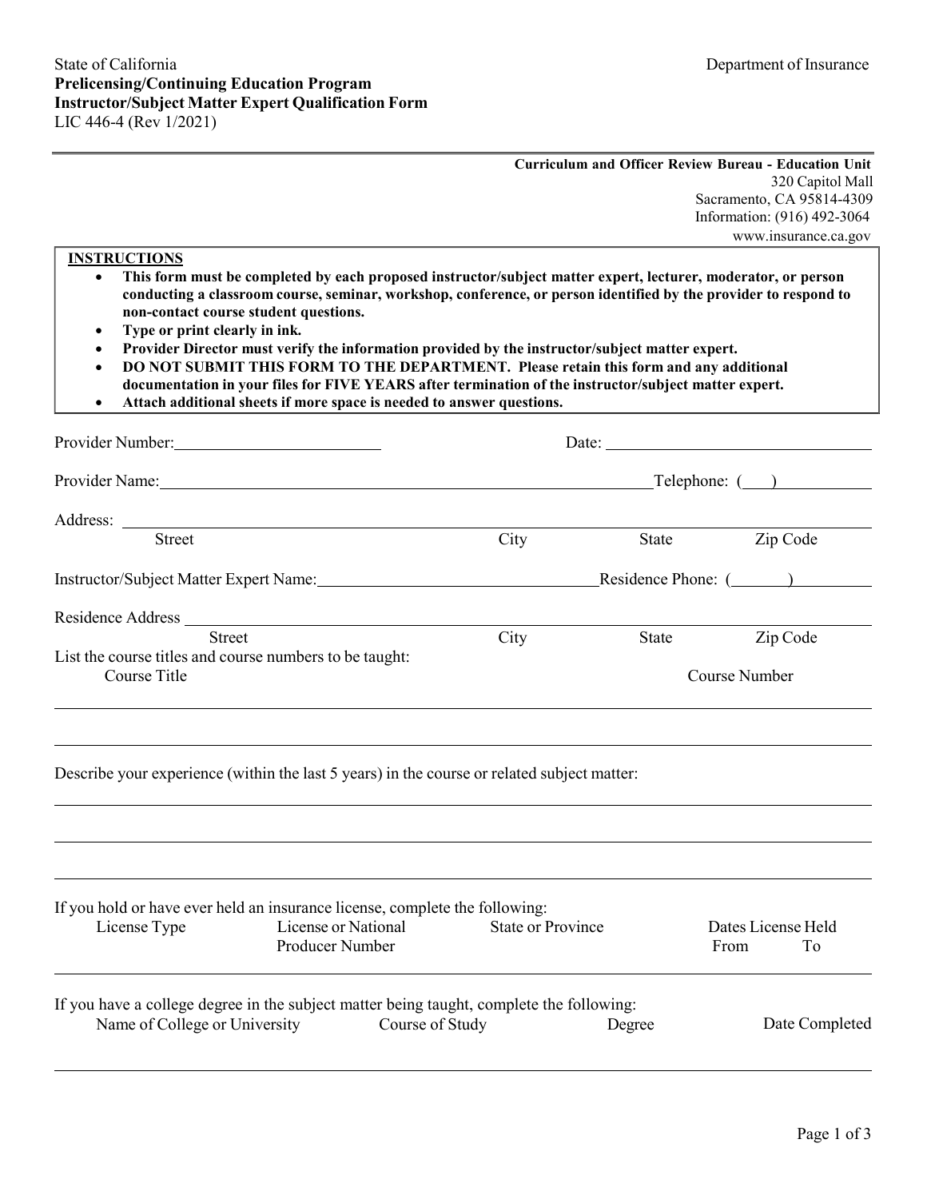State of California

**Prelicensing/Continuing Education Program**

**Instructor/Subject Matter Expert Qualification Form**

LIC 446-4 (Rev 1/2021)

Department of Insurance

**Curriculum and Officer Review Bureau - Education Unit**
320 Capitol Mall
Sacramento, CA 95814-4309
Information: (916) 492-3064
www.insurance.ca.gov

**INSTRUCTIONS**

- **This form must be completed by each proposed instructor/subject matter expert, lecturer, moderator, or person conducting a classroom course, seminar, workshop, conference, or person identified by the provider to respond to non-contact course student questions.**
- **Type or print clearly in ink.**
- **Provider Director must verify the information provided by the instructor/subject matter expert.**
- **DO NOT SUBMIT THIS FORM TO THE DEPARTMENT. Please retain this form and any additional documentation in your files for FIVE YEARS after termination of the instructor/subject matter expert.**
- **Attach additional sheets if more space is needed to answer questions.**

Provider Number: ______________________ Date: ______________________

Provider Name: ____________________________________________ Telephone: ( ) ____________

Address: ____________________________________________________________
Street City State Zip Code

Instructor/Subject Matter Expert Name: ______________________________ Residence Phone: ( ) ____________

Residence Address ____________________________________________________________
Street City State Zip Code

List the course titles and course numbers to be taught:

| Course Title | Course Number |
|---|---|
| | |
| | |

Describe your experience (within the last 5 years) in the course or related subject matter:

____________________________________________________________

____________________________________________________________

____________________________________________________________

If you hold or have ever held an insurance license, complete the following:

| License Type | License or National Producer Number | State or Province | Dates License Held From | To |
|---|---|---|---|---|
| | | | | |

If you have a college degree in the subject matter being taught, complete the following:

| Name of College or University | Course of Study | Degree | Date Completed |
|---|---|---|---|
| | | | |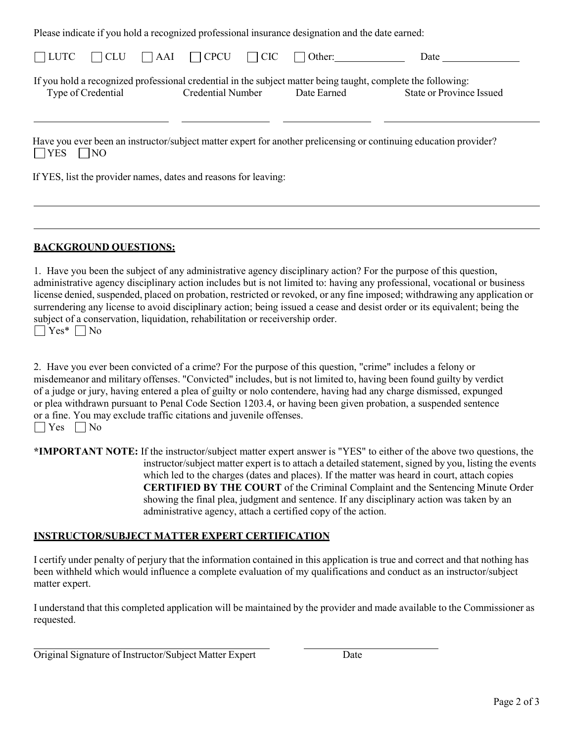Please indicate if you hold a recognized professional insurance designation and the date earned:

☐ LUTC ☐ CLU ☐ AAI ☐ CPCU ☐ CIC ☐ Other:____________ Date ______________

If you hold a recognized professional credential in the subject matter being taught, complete the following:

| Type of Credential | Credential Number | Date Earned | State or Province Issued |
|---|---|---|---|
| | | | |

Have you ever been an instructor/subject matter expert for another prelicensing or continuing education provider?
☐ YES ☐ NO

If YES, list the provider names, dates and reasons for leaving:

______________________________________________________________________________

______________________________________________________________________________

## BACKGROUND QUESTIONS:

1. Have you been the subject of any administrative agency disciplinary action? For the purpose of this question, administrative agency disciplinary action includes but is not limited to: having any professional, vocational or business license denied, suspended, placed on probation, restricted or revoked, or any fine imposed; withdrawing any application or surrendering any license to avoid disciplinary action; being issued a cease and desist order or its equivalent; being the subject of a conservation, liquidation, rehabilitation or receivership order.
☐ Yes* ☐ No

2. Have you ever been convicted of a crime? For the purpose of this question, "crime" includes a felony or misdemeanor and military offenses. "Convicted" includes, but is not limited to, having been found guilty by verdict of a judge or jury, having entered a plea of guilty or nolo contendere, having had any charge dismissed, expunged or plea withdrawn pursuant to Penal Code Section 1203.4, or having been given probation, a suspended sentence or a fine. You may exclude traffic citations and juvenile offenses.
☐ Yes ☐ No

***IMPORTANT NOTE:** If the instructor/subject matter expert answer is "YES" to either of the above two questions, the instructor/subject matter expert is to attach a detailed statement, signed by you, listing the events which led to the charges (dates and places). If the matter was heard in court, attach copies **CERTIFIED BY THE COURT** of the Criminal Complaint and the Sentencing Minute Order showing the final plea, judgment and sentence. If any disciplinary action was taken by an administrative agency, attach a certified copy of the action.

## INSTRUCTOR/SUBJECT MATTER EXPERT CERTIFICATION

I certify under penalty of perjury that the information contained in this application is true and correct and that nothing has been withheld which would influence a complete evaluation of my qualifications and conduct as an instructor/subject matter expert.

I understand that this completed application will be maintained by the provider and made available to the Commissioner as requested.

______________________________________ ______________________

Original Signature of Instructor/Subject Matter Expert Date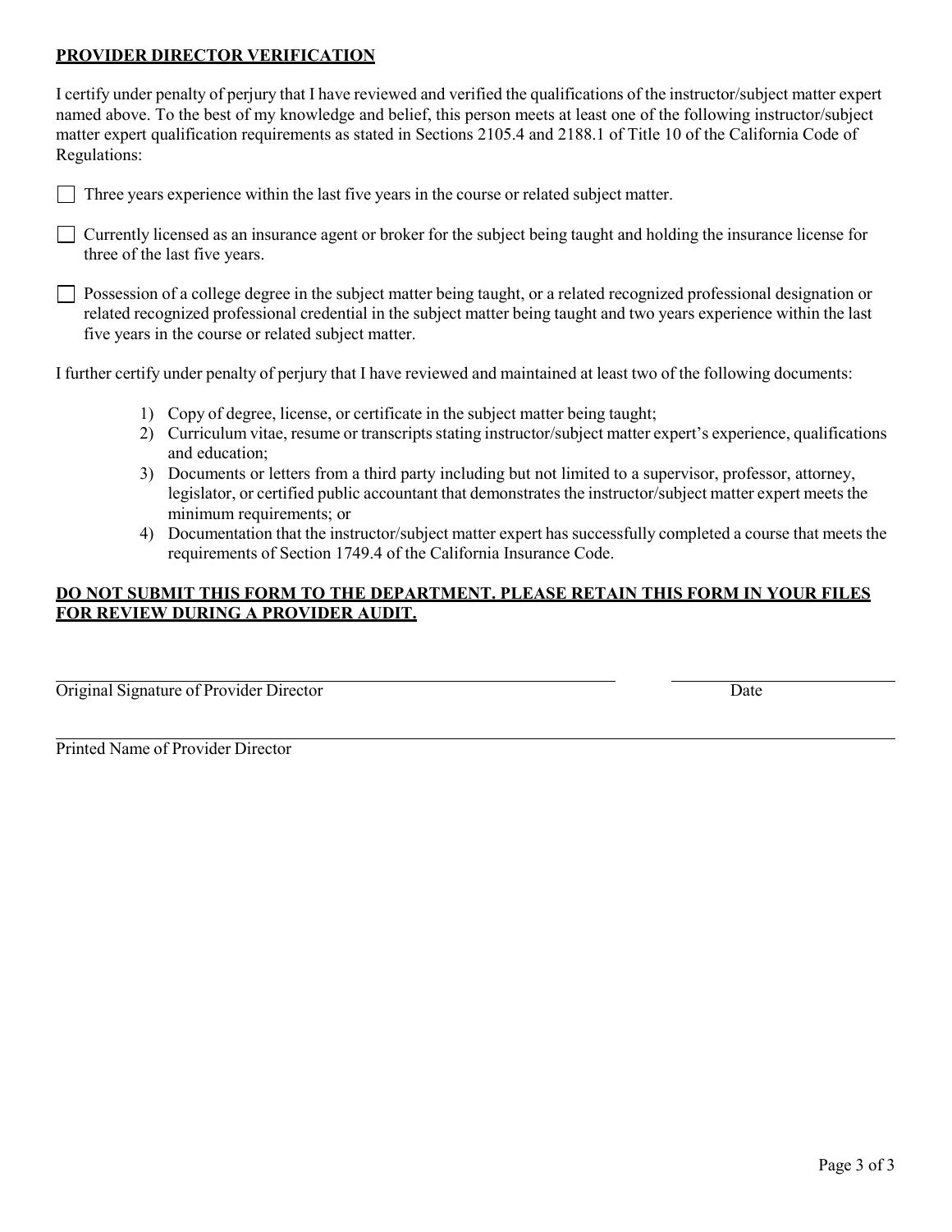**PROVIDER DIRECTOR VERIFICATION**

I certify under penalty of perjury that I have reviewed and verified the qualifications of the instructor/subject matter expert named above. To the best of my knowledge and belief, this person meets at least one of the following instructor/subject matter expert qualification requirements as stated in Sections 2105.4 and 2188.1 of Title 10 of the California Code of Regulations:

- [ ] Three years experience within the last five years in the course or related subject matter.
- [ ] Currently licensed as an insurance agent or broker for the subject being taught and holding the insurance license for three of the last five years.
- [ ] Possession of a college degree in the subject matter being taught, or a related recognized professional designation or related recognized professional credential in the subject matter being taught and two years experience within the last five years in the course or related subject matter.

I further certify under penalty of perjury that I have reviewed and maintained at least two of the following documents:

1) Copy of degree, license, or certificate in the subject matter being taught;
2) Curriculum vitae, resume or transcripts stating instructor/subject matter expert's experience, qualifications and education;
3) Documents or letters from a third party including but not limited to a supervisor, professor, attorney, legislator, or certified public accountant that demonstrates the instructor/subject matter expert meets the minimum requirements; or
4) Documentation that the instructor/subject matter expert has successfully completed a course that meets the requirements of Section 1749.4 of the California Insurance Code.

**DO NOT SUBMIT THIS FORM TO THE DEPARTMENT. PLEASE RETAIN THIS FORM IN YOUR FILES FOR REVIEW DURING A PROVIDER AUDIT.**

______________________________________ ______________

Original Signature of Provider Director Date

______________________________________

Printed Name of Provider Director